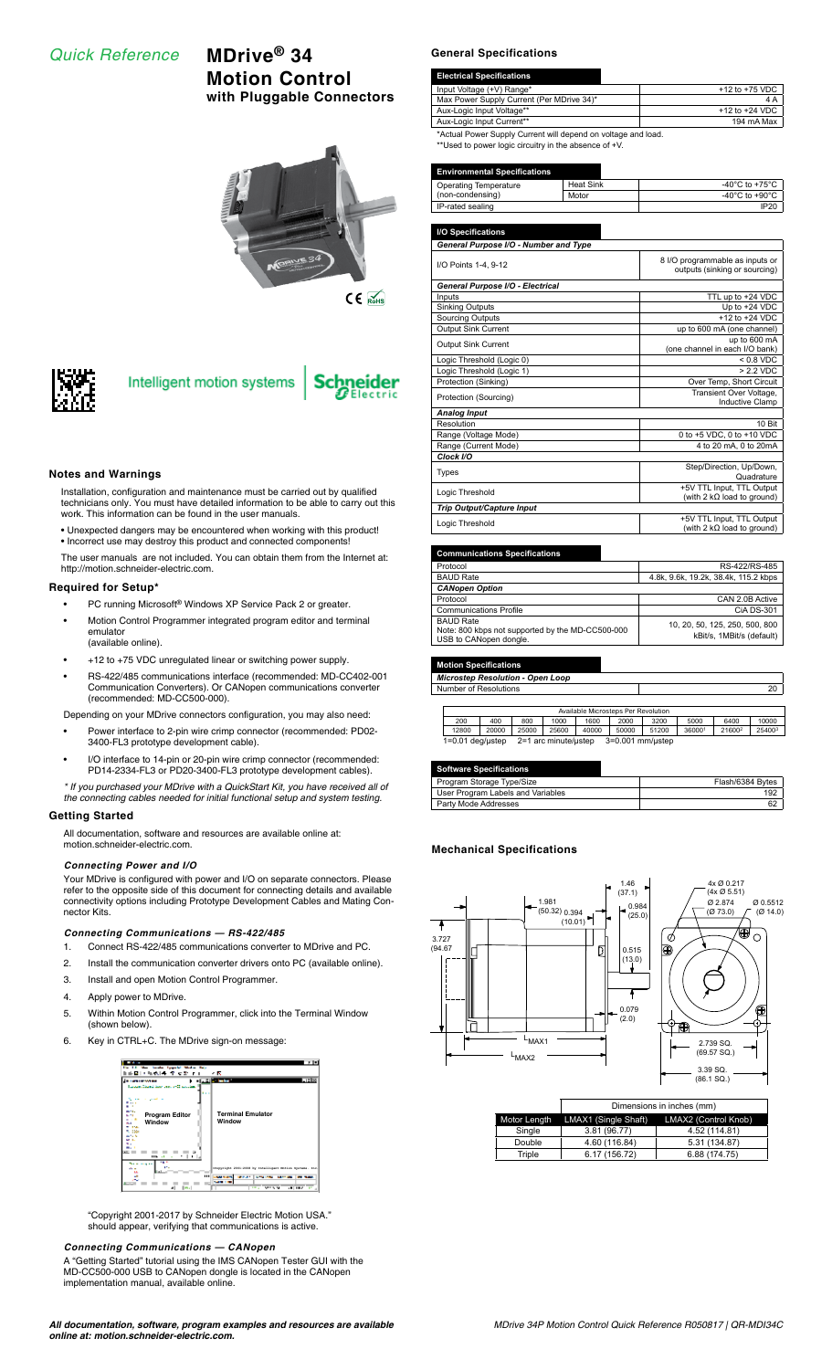*Quick Reference*

# MDrive® 34 Motion Control with Pluggable Connectors

Intelligent motion systems | Schneider Electric

## Notes and Warnings

Installation, configuration and maintenance must be carried out by qualified technicians only. You must have detailed information to be able to carry out this work. This information can be found in the user manuals.

- Unexpected dangers may be encountered when working with this product!
- Incorrect use may destroy this product and connected components!

The user manuals are not included. You can obtain them from the Internet at: http://motion.schneider-electric.com.

## Required for Setup*

- PC running Microsoft® Windows XP Service Pack 2 or greater.
- Motion Control Programmer integrated program editor and terminal emulator (available online).
- +12 to +75 VDC unregulated linear or switching power supply.
- RS-422/485 communications interface (recommended: MD-CC402-001 Communication Converters). Or CANopen communications converter (recommended: MD-CC500-000).

Depending on your MDrive connectors configuration, you may also need:

- Power interface to 2-pin wire crimp connector (recommended: PD02-3400-FL3 prototype development cable).
- I/O interface to 14-pin or 20-pin wire crimp connector (recommended: PD14-2334-FL3 or PD20-3400-FL3 prototype development cables).

*\* If you purchased your MDrive with a QuickStart Kit, you have received all of the connecting cables needed for initial functional setup and system testing.*

## Getting Started

All documentation, software and resources are available online at: motion.schneider-electric.com.

### *Connecting Power and I/O*

Your MDrive is configured with power and I/O on separate connectors. Please refer to the opposite side of this document for connecting details and available connectivity options including Prototype Development Cables and Mating Connector Kits.

### *Connecting Communications — RS-422/485*

1. Connect RS-422/485 communications converter to MDrive and PC.
2. Install the communication converter drivers onto PC (available online).
3. Install and open Motion Control Programmer.
4. Apply power to MDrive.
5. Within Motion Control Programmer, click into the Terminal Window (shown below).
6. Key in CTRL+C. The MDrive sign-on message:

Program Editor Window | Terminal Emulator Window

"Copyright 2001-2017 by Schneider Electric Motion USA." should appear, verifying that communications is active.

### *Connecting Communications — CANopen*

A "Getting Started" tutorial using the IMS CANopen Tester GUI with the MD-CC500-000 USB to CANopen dongle is located in the CANopen implementation manual, available online.

## General Specifications

| Electrical Specifications | |
|---|---|
| Input Voltage (+V) Range* | +12 to +75 VDC |
| Max Power Supply Current (Per MDrive 34)* | 4 A |
| Aux-Logic Input Voltage** | +12 to +24 VDC |
| Aux-Logic Input Current** | 194 mA Max |

\*Actual Power Supply Current will depend on voltage and load.
\*\*Used to power logic circuitry in the absence of +V.

| Environmental Specifications | | |
|---|---|---|
| Operating Temperature (non-condensing) | Heat Sink | -40°C to +75°C |
| | Motor | -40°C to +90°C |
| IP-rated sealing | | IP20 |

| I/O Specifications | |
|---|---|
| ***General Purpose I/O - Number and Type*** | |
| I/O Points 1-4, 9-12 | 8 I/O programmable as inputs or outputs (sinking or sourcing) |
| ***General Purpose I/O - Electrical*** | |
| Inputs | TTL up to +24 VDC |
| Sinking Outputs | Up to +24 VDC |
| Sourcing Outputs | +12 to +24 VDC |
| Output Sink Current | up to 600 mA (one channel) |
| Output Sink Current | up to 600 mA (one channel in each I/O bank) |
| Logic Threshold (Logic 0) | < 0.8 VDC |
| Logic Threshold (Logic 1) | > 2.2 VDC |
| Protection (Sinking) | Over Temp, Short Circuit |
| Protection (Sourcing) | Transient Over Voltage, Inductive Clamp |
| ***Analog Input*** | |
| Resolution | 10 Bit |
| Range (Voltage Mode) | 0 to +5 VDC, 0 to +10 VDC |
| Range (Current Mode) | 4 to 20 mA, 0 to 20mA |
| ***Clock I/O*** | |
| Types | Step/Direction, Up/Down, Quadrature |
| Logic Threshold | +5V TTL Input, TTL Output (with 2 kΩ load to ground) |
| ***Trip Output/Capture Input*** | |
| Logic Threshold | +5V TTL Input, TTL Output (with 2 kΩ load to ground) |

| Communications Specifications | |
|---|---|
| Protocol | RS-422/RS-485 |
| BAUD Rate | 4.8k, 9.6k, 19.2k, 38.4k, 115.2 kbps |
| ***CANopen Option*** | |
| Protocol | CAN 2.0B Active |
| Communications Profile | CiA DS-301 |
| BAUD Rate<br>Note: 800 kbps not supported by the MD-CC500-000 USB to CANopen dongle. | 10, 20, 50, 125, 250, 500, 800 kBit/s, 1MBit/s (default) |

| Motion Specifications | |
|---|---|
| ***Microstep Resolution - Open Loop*** | |
| Number of Resolutions | 20 |

| Available Microsteps Per Revolution | | | | | | | | | |
|---|---|---|---|---|---|---|---|---|---|
| 200 | 400 | 800 | 1000 | 1600 | 2000 | 3200 | 5000 | 6400 | 10000 |
| 12800 | 20000 | 25000 | 25600 | 40000 | 50000 | 51200 | 36000[1] | 21600[2] | 25400[3] |

1=0.01 deg/µstep  2=1 arc minute/µstep  3=0.001 mm/µstep

| Software Specifications | |
|---|---|
| Program Storage Type/Size | Flash/6384 Bytes |
| User Program Labels and Variables | 192 |
| Party Mode Addresses | 62 |

## Mechanical Specifications

1.46 (37.1); 1.981 (50.32); 0.394 (10.01); 0.984 (25.0); 3.727 (94.67); 0.515 (13.0); 0.079 (2.0); LMAX1; LMAX2; 4x Ø 0.217 (4x Ø 5.51); Ø 2.874 (Ø 73.0); Ø 0.5512 (Ø 14.0); 2.739 SQ. (69.57 SQ.); 3.39 SQ. (86.1 SQ.)

| | Dimensions in inches (mm) | |
|---|---|---|
| Motor Length | LMAX1 (Single Shaft) | LMAX2 (Control Knob) |
| Single | 3.81 (96.77) | 4.52 (114.81) |
| Double | 4.60 (116.84) | 5.31 (134.87) |
| Triple | 6.17 (156.72) | 6.88 (174.75) |

***All documentation, software, program examples and resources are available online at: motion.schneider-electric.com.***

*MDrive 34P Motion Control Quick Reference R050817 / QR-MDI34C*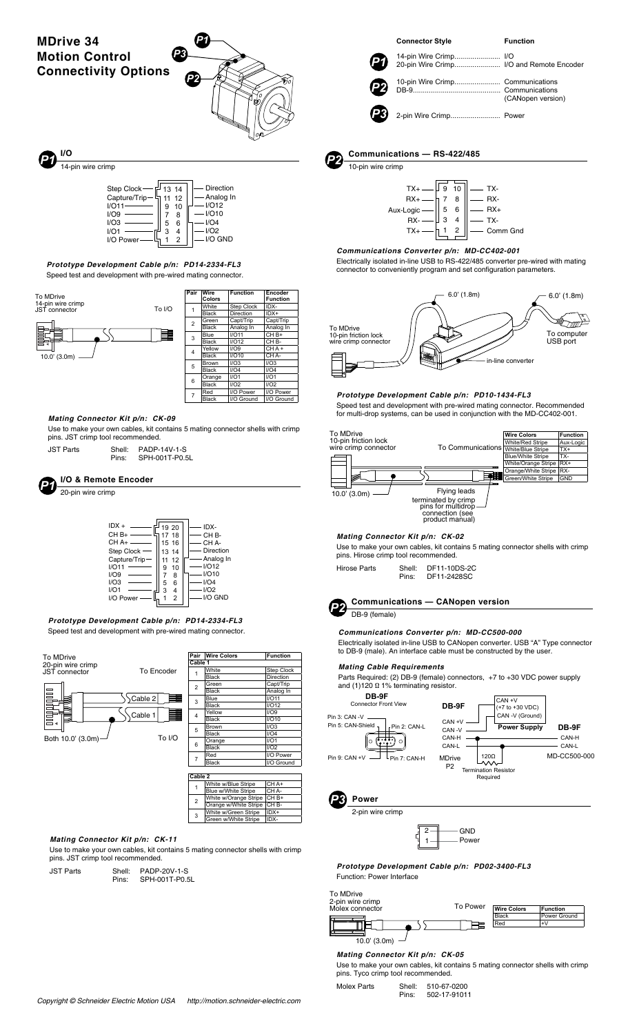# MDrive 34 Motion Control Connectivity Options

| Connector Style | | Function |
|---|---|---|
| P1 | 14-pin Wire Crimp | I/O |
| | 20-pin Wire Crimp | I/O and Remote Encoder |
| P2 | 10-pin Wire Crimp | Communications |
| | DB-9 | Communications (CANopen version) |
| P3 | 2-pin Wire Crimp | Power |

## P1 I/O

14-pin wire crimp

Step Clock — 13, 14 — Direction
Capture/Trip — 11, 12 — Analog In
I/O11 — 9, 10 — I/O12
I/O9 — 7, 8 — I/O10
I/O3 — 5, 6 — I/O4
I/O1 — 3, 4 — I/O2
I/O Power — 1, 2 — I/O GND

### *Prototype Development Cable p/n: PD14-2334-FL3*

Speed test and development with pre-wired mating connector.

To MDrive 14-pin wire crimp JST connector

To I/O

10.0' (3.0m)

| Pair | Wire Colors | Function | Encoder Function |
|---|---|---|---|
| 1 | White | Step Clock | IDX- |
| | Black | Direction | IDX+ |
| 2 | Green | Capt/Trip | Capt/Trip |
| | Black | Analog In | Analog In |
| 3 | Blue | I/O11 | CH B+ |
| | Black | I/O12 | CH B- |
| 4 | Yellow | I/O9 | CH A + |
| | Black | I/O10 | CH A- |
| 5 | Brown | I/O3 | I/O3 |
| | Black | I/O4 | I/O4 |
| 6 | Orange | I/O1 | I/O1 |
| | Black | I/O2 | I/O2 |
| 7 | Red | I/O Power | I/O Power |
| | Black | I/O Ground | I/O Ground |

### *Mating Connector Kit p/n: CK-09*

Use to make your own cables, kit contains 5 mating connector shells with crimp pins. JST crimp tool recommended.

JST Parts  Shell: PADP-14V-1-S
Pins: SPH-001T-P0.5L

## P1 I/O & Remote Encoder

20-pin wire crimp

IDX + — 19, 20 — IDX-
CH B+ — 17, 18 — CH B-
CH A+ — 15, 16 — CH A-
Step Clock — 13, 14 — Direction
Capture/Trip — 11, 12 — Analog In
I/O11 — 9, 10 — I/O12
I/O9 — 7, 8 — I/O10
I/O3 — 5, 6 — I/O4
I/O1 — 3, 4 — I/O2
I/O Power — 1, 2 — I/O GND

### *Prototype Development Cable p/n: PD14-2334-FL3*

Speed test and development with pre-wired mating connector.

To MDrive 20-pin wire crimp JST connector

To Encoder

Cable 2

Cable 1

Both 10.0' (3.0m)

To I/O

| Pair | Wire Colors | Function |
|---|---|---|
| Cable 1 | | |
| 1 | White | Step Clock |
| | Black | Direction |
| 2 | Green | Capt/Trip |
| | Black | Analog In |
| 3 | Blue | I/O11 |
| | Black | I/O12 |
| 4 | Yellow | I/O9 |
| | Black | I/O10 |
| 5 | Brown | I/O3 |
| | Black | I/O4 |
| 6 | Orange | I/O1 |
| | Black | I/O2 |
| 7 | Red | I/O Power |
| | Black | I/O Ground |

| Cable 2 | | |
|---|---|---|
| 1 | White w/Blue Stripe | CH A+ |
| | Blue w/White Stripe | CH A- |
| 2 | White w/Orange Stripe | CH B+ |
| | Orange w/White Stripe | CH B- |
| 3 | White w/Green Stripe | IDX+ |
| | Green w/White Stripe | IDX- |

### *Mating Connector Kit p/n: CK-11*

Use to make your own cables, kit contains 5 mating connector shells with crimp pins. JST crimp tool recommended.

JST Parts  Shell: PADP-20V-1-S
Pins: SPH-001T-P0.5L

## P2 Communications — RS-422/485

10-pin wire crimp

TX+ — 9, 10 — TX-
RX+ — 7, 8 — RX-
Aux-Logic — 5, 6 — RX+
RX- — 3, 4 — TX-
TX+ — 1, 2 — Comm Gnd

### *Communications Converter p/n: MD-CC402-001*

Electrically isolated in-line USB to RS-422/485 converter pre-wired with mating connector to conveniently program and set configuration parameters.

6.0' (1.8m)

6.0' (1.8m)

To MDrive 10-pin friction lock wire crimp connector

To computer USB port

in-line converter

### *Prototype Development Cable p/n: PD10-1434-FL3*

Speed test and development with pre-wired mating connector. Recommended for multi-drop systems, can be used in conjunction with the MD-CC402-001.

To MDrive 10-pin friction lock wire crimp connector

To Communications

10.0' (3.0m)

Flying leads terminated by crimp pins for multidrop connection (see product manual)

| Wire Colors | Function |
|---|---|
| White/Red Stripe | Aux-Logic |
| White/Blue Stripe | TX+ |
| Blue/White Stripe | TX- |
| White/Orange Stripe | RX+ |
| Orange/White Stripe | RX- |
| Green/White Stripe | GND |

### *Mating Connector Kit p/n: CK-02*

Use to make your own cables, kit contains 5 mating connector shells with crimp pins. Hirose crimp tool recommended.

Hirose Parts  Shell: DF11-10DS-2C
Pins: DF11-2428SC

## P2 Communications — CANopen version

DB-9 (female)

### *Communications Converter p/n: MD-CC500-000*

Electrically isolated in-line USB to CANopen converter. USB "A" Type connector to DB-9 (male). An interface cable must be constructed by the user.

### *Mating Cable Requirements*

Parts Required: (2) DB-9 (female) connectors, +7 to +30 VDC power supply and (1)120 Ω 1% terminating resistor.

DB-9F
Connector Front View
Pin 3: CAN -V
Pin 5: CAN-Shield
Pin 2: CAN-L
Pin 9: CAN +V
Pin 7: CAN-H

DB-9F
CAN +V
CAN -V
CAN-H
CAN-L
MDrive P2

CAN +V (+7 to +30 VDC)
CAN -V (Ground)
Power Supply

120Ω
Termination Resistor Required

DB-9F
CAN-H
CAN-L
MD-CC500-000

## P3 Power

2-pin wire crimp

2 — GND
1 — Power

### *Prototype Development Cable p/n: PD02-3400-FL3*

Function: Power Interface

To MDrive 2-pin wire crimp Molex connector

To Power

10.0' (3.0m)

| Wire Colors | Function |
|---|---|
| Black | Power Ground |
| Red | +V |

### *Mating Connector Kit p/n: CK-05*

Use to make your own cables, kit contains 5 mating connector shells with crimp pins. Tyco crimp tool recommended.

Molex Parts  Shell: 510-67-0200
Pins: 502-17-91011

*Copyright © Schneider Electric Motion USA  http://motion.schneider-electric.com*